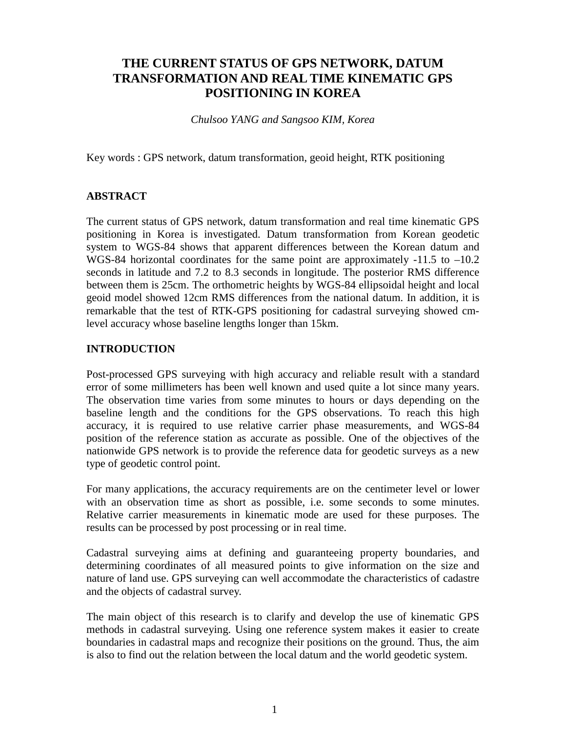# THE CURRENT STATUS OF GPS NETWORK, DATUM TRANSFORMATION AND REAL TIME KINEMATIC GPS POSITIONING IN KOREA

*Chulsoo YANG and Sangsoo KIM, Korea*

Key words : GPS network, datum transformation, geoid height, RTK positioning

## ABSTRACT

The current status of GPS network, datum transformation and real time kinematic GPS positioning in Korea is investigated. Datum transformation from Korean geodetic system to WGS-84 shows that apparent differences between the Korean datum and WGS-84 horizontal coordinates for the same point are approximately -11.5 to –10.2 seconds in latitude and 7.2 to 8.3 seconds in longitude. The posterior RMS difference between them is 25cm. The orthometric heights by WGS-84 ellipsoidal height and local geoid model showed 12cm RMS differences from the national datum. In addition, it is remarkable that the test of RTK-GPS positioning for cadastral surveying showed cm-level accuracy whose baseline lengths longer than 15km.

## INTRODUCTION

Post-processed GPS surveying with high accuracy and reliable result with a standard error of some millimeters has been well known and used quite a lot since many years. The observation time varies from some minutes to hours or days depending on the baseline length and the conditions for the GPS observations. To reach this high accuracy, it is required to use relative carrier phase measurements, and WGS-84 position of the reference station as accurate as possible. One of the objectives of the nationwide GPS network is to provide the reference data for geodetic surveys as a new type of geodetic control point.

For many applications, the accuracy requirements are on the centimeter level or lower with an observation time as short as possible, i.e. some seconds to some minutes. Relative carrier measurements in kinematic mode are used for these purposes. The results can be processed by post processing or in real time.

Cadastral surveying aims at defining and guaranteeing property boundaries, and determining coordinates of all measured points to give information on the size and nature of land use. GPS surveying can well accommodate the characteristics of cadastre and the objects of cadastral survey.

The main object of this research is to clarify and develop the use of kinematic GPS methods in cadastral surveying. Using one reference system makes it easier to create boundaries in cadastral maps and recognize their positions on the ground. Thus, the aim is also to find out the relation between the local datum and the world geodetic system.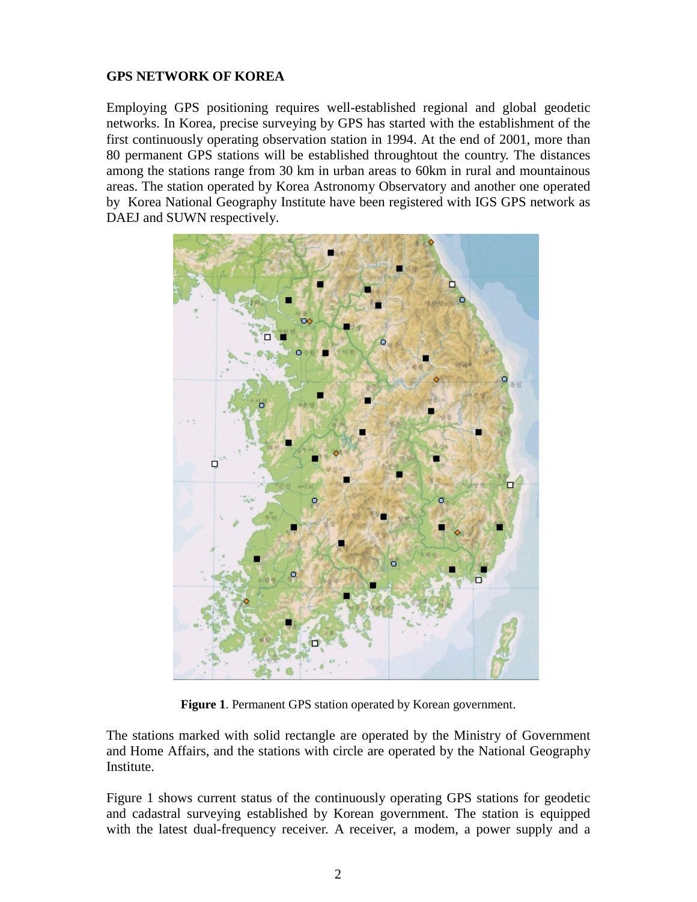## GPS NETWORK OF KOREA

Employing GPS positioning requires well-established regional and global geodetic networks. In Korea, precise surveying by GPS has started with the establishment of the first continuously operating observation station in 1994. At the end of 2001, more than 80 permanent GPS stations will be established throughtout the country. The distances among the stations range from 30 km in urban areas to 60km in rural and mountainous areas. The station operated by Korea Astronomy Observatory and another one operated by Korea National Geography Institute have been registered with IGS GPS network as DAEJ and SUWN respectively.

**Figure 1**. Permanent GPS station operated by Korean government.

The stations marked with solid rectangle are operated by the Ministry of Government and Home Affairs, and the stations with circle are operated by the National Geography Institute.

Figure 1 shows current status of the continuously operating GPS stations for geodetic and cadastral surveying established by Korean government. The station is equipped with the latest dual-frequency receiver. A receiver, a modem, a power supply and a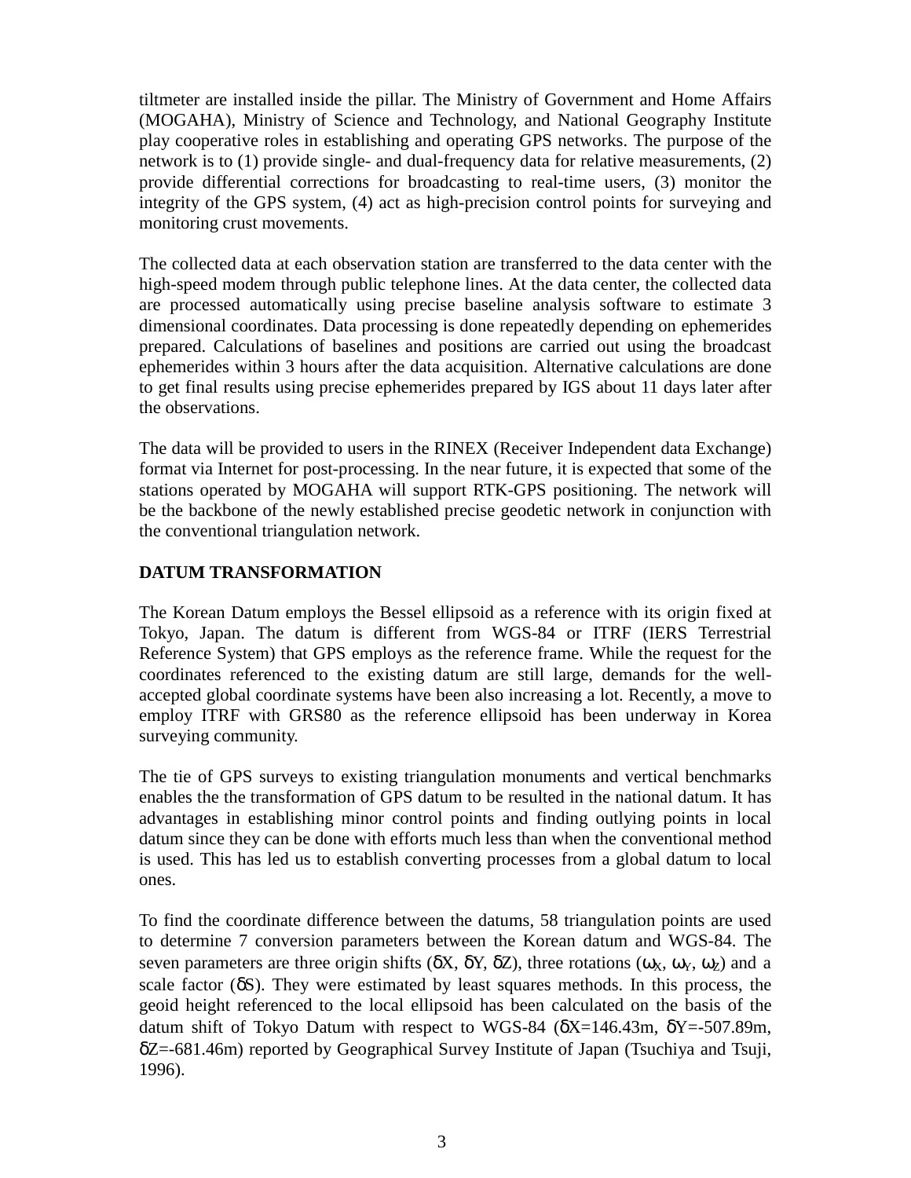tiltmeter are installed inside the pillar. The Ministry of Government and Home Affairs (MOGAHA), Ministry of Science and Technology, and National Geography Institute play cooperative roles in establishing and operating GPS networks. The purpose of the network is to (1) provide single- and dual-frequency data for relative measurements, (2) provide differential corrections for broadcasting to real-time users, (3) monitor the integrity of the GPS system, (4) act as high-precision control points for surveying and monitoring crust movements.

The collected data at each observation station are transferred to the data center with the high-speed modem through public telephone lines. At the data center, the collected data are processed automatically using precise baseline analysis software to estimate 3 dimensional coordinates. Data processing is done repeatedly depending on ephemerides prepared. Calculations of baselines and positions are carried out using the broadcast ephemerides within 3 hours after the data acquisition. Alternative calculations are done to get final results using precise ephemerides prepared by IGS about 11 days later after the observations.

The data will be provided to users in the RINEX (Receiver Independent data Exchange) format via Internet for post-processing. In the near future, it is expected that some of the stations operated by MOGAHA will support RTK-GPS positioning. The network will be the backbone of the newly established precise geodetic network in conjunction with the conventional triangulation network.

## DATUM TRANSFORMATION

The Korean Datum employs the Bessel ellipsoid as a reference with its origin fixed at Tokyo, Japan. The datum is different from WGS-84 or ITRF (IERS Terrestrial Reference System) that GPS employs as the reference frame. While the request for the coordinates referenced to the existing datum are still large, demands for the well-accepted global coordinate systems have been also increasing a lot. Recently, a move to employ ITRF with GRS80 as the reference ellipsoid has been underway in Korea surveying community.

The tie of GPS surveys to existing triangulation monuments and vertical benchmarks enables the the transformation of GPS datum to be resulted in the national datum. It has advantages in establishing minor control points and finding outlying points in local datum since they can be done with efforts much less than when the conventional method is used. This has led us to establish converting processes from a global datum to local ones.

To find the coordinate difference between the datums, 58 triangulation points are used to determine 7 conversion parameters between the Korean datum and WGS-84. The seven parameters are three origin shifts ($\delta X$, $\delta Y$, $\delta Z$), three rotations ($\omega_X$, $\omega_Y$, $\omega_Z$) and a scale factor ($\delta S$). They were estimated by least squares methods. In this process, the geoid height referenced to the local ellipsoid has been calculated on the basis of the datum shift of Tokyo Datum with respect to WGS-84 ($\delta X$=146.43m, $\delta Y$=-507.89m, $\delta Z$=-681.46m) reported by Geographical Survey Institute of Japan (Tsuchiya and Tsuji, 1996).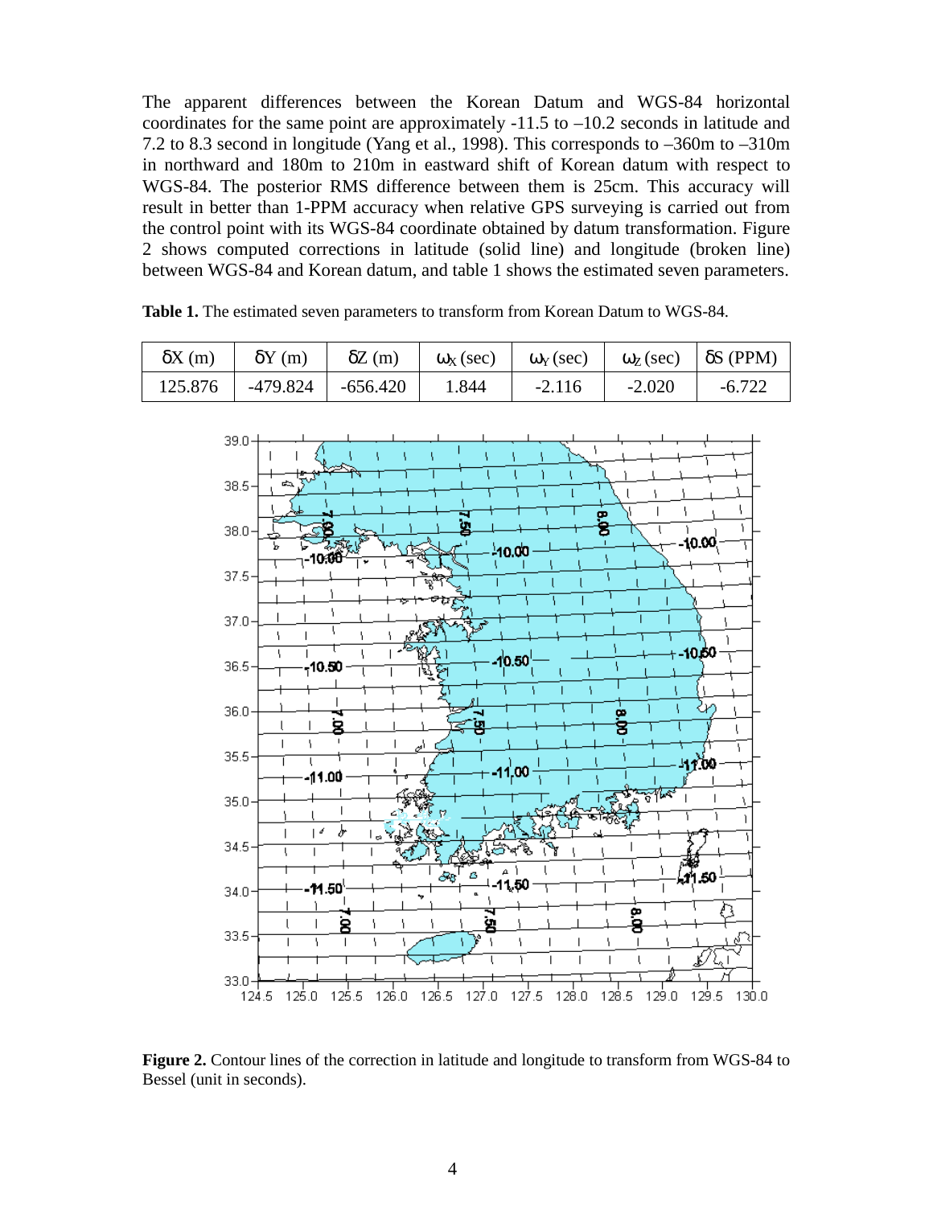The apparent differences between the Korean Datum and WGS-84 horizontal coordinates for the same point are approximately -11.5 to –10.2 seconds in latitude and 7.2 to 8.3 second in longitude (Yang et al., 1998). This corresponds to –360m to –310m in northward and 180m to 210m in eastward shift of Korean datum with respect to WGS-84. The posterior RMS difference between them is 25cm. This accuracy will result in better than 1-PPM accuracy when relative GPS surveying is carried out from the control point with its WGS-84 coordinate obtained by datum transformation. Figure 2 shows computed corrections in latitude (solid line) and longitude (broken line) between WGS-84 and Korean datum, and table 1 shows the estimated seven parameters.

**Table 1.** The estimated seven parameters to transform from Korean Datum to WGS-84.

| $\delta X$ (m) | $\delta Y$ (m) | $\delta Z$ (m) | $\omega_X$ (sec) | $\omega_Y$ (sec) | $\omega_Z$ (sec) | $\delta S$ (PPM) |
|---|---|---|---|---|---|---|
| 125.876 | -479.824 | -656.420 | 1.844 | -2.116 | -2.020 | -6.722 |

**Figure 2.** Contour lines of the correction in latitude and longitude to transform from WGS-84 to Bessel (unit in seconds).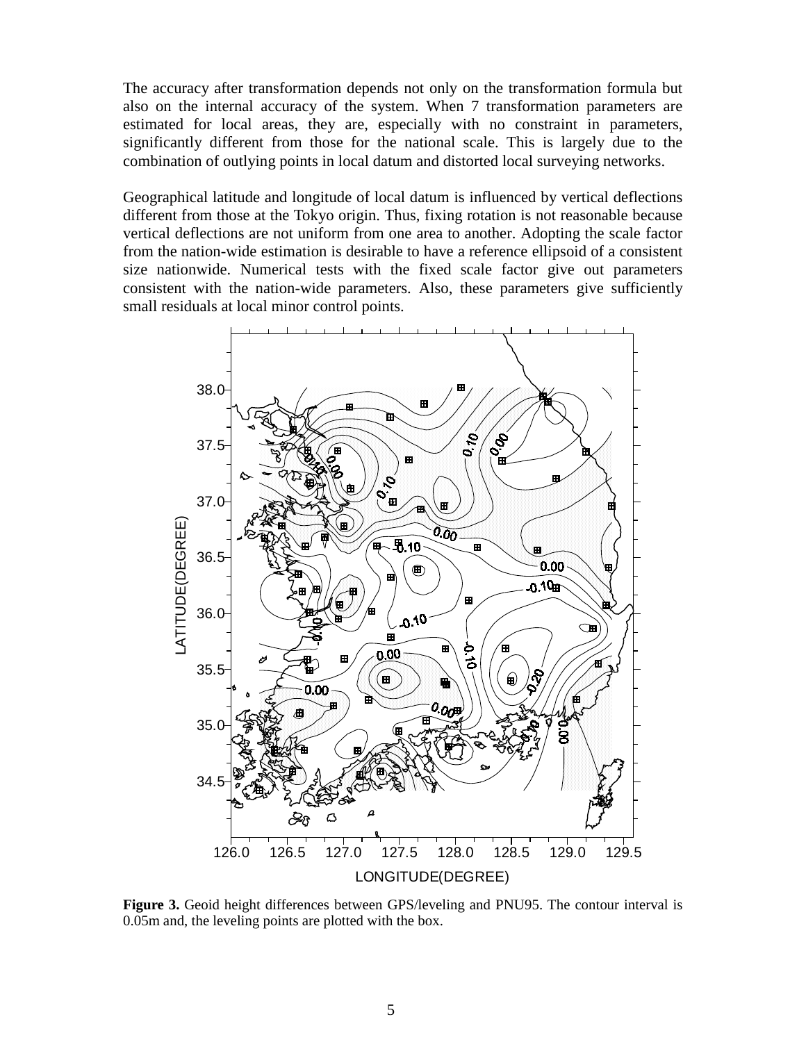The accuracy after transformation depends not only on the transformation formula but also on the internal accuracy of the system. When 7 transformation parameters are estimated for local areas, they are, especially with no constraint in parameters, significantly different from those for the national scale. This is largely due to the combination of outlying points in local datum and distorted local surveying networks.

Geographical latitude and longitude of local datum is influenced by vertical deflections different from those at the Tokyo origin. Thus, fixing rotation is not reasonable because vertical deflections are not uniform from one area to another. Adopting the scale factor from the nation-wide estimation is desirable to have a reference ellipsoid of a consistent size nationwide. Numerical tests with the fixed scale factor give out parameters consistent with the nation-wide parameters. Also, these parameters give sufficiently small residuals at local minor control points.

**Figure 3.** Geoid height differences between GPS/leveling and PNU95. The contour interval is 0.05m and, the leveling points are plotted with the box.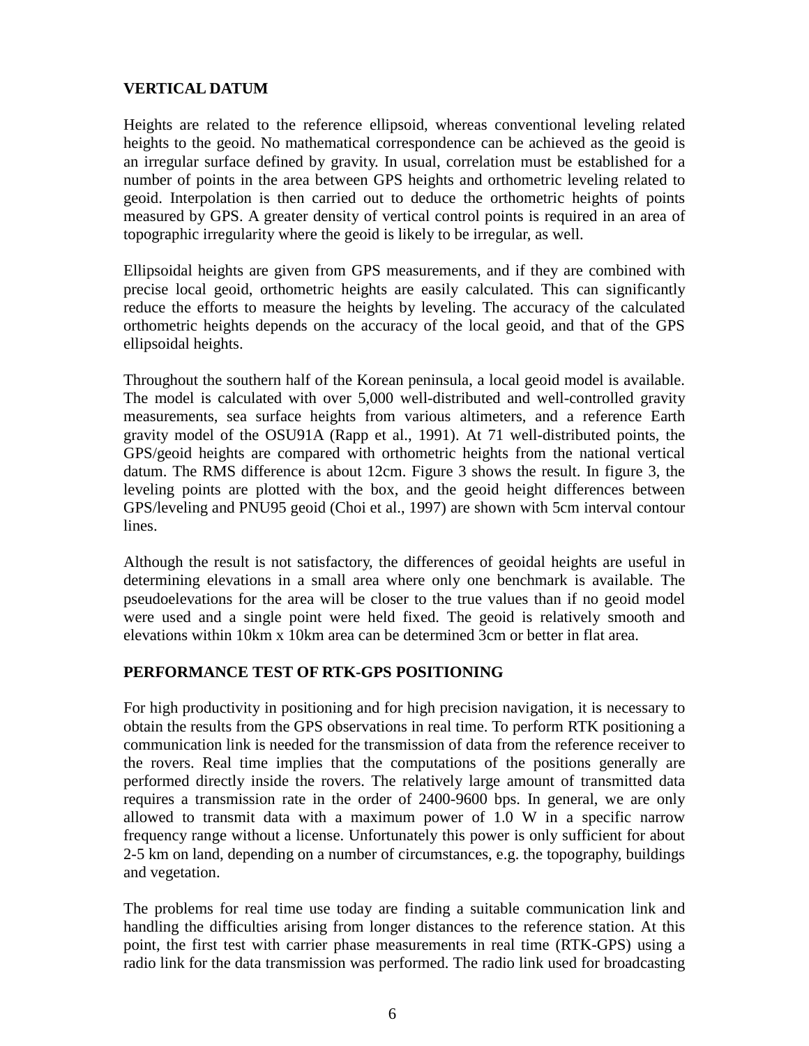## VERTICAL DATUM

Heights are related to the reference ellipsoid, whereas conventional leveling related heights to the geoid. No mathematical correspondence can be achieved as the geoid is an irregular surface defined by gravity. In usual, correlation must be established for a number of points in the area between GPS heights and orthometric leveling related to geoid. Interpolation is then carried out to deduce the orthometric heights of points measured by GPS. A greater density of vertical control points is required in an area of topographic irregularity where the geoid is likely to be irregular, as well.

Ellipsoidal heights are given from GPS measurements, and if they are combined with precise local geoid, orthometric heights are easily calculated. This can significantly reduce the efforts to measure the heights by leveling. The accuracy of the calculated orthometric heights depends on the accuracy of the local geoid, and that of the GPS ellipsoidal heights.

Throughout the southern half of the Korean peninsula, a local geoid model is available. The model is calculated with over 5,000 well-distributed and well-controlled gravity measurements, sea surface heights from various altimeters, and a reference Earth gravity model of the OSU91A (Rapp et al., 1991). At 71 well-distributed points, the GPS/geoid heights are compared with orthometric heights from the national vertical datum. The RMS difference is about 12cm. Figure 3 shows the result. In figure 3, the leveling points are plotted with the box, and the geoid height differences between GPS/leveling and PNU95 geoid (Choi et al., 1997) are shown with 5cm interval contour lines.

Although the result is not satisfactory, the differences of geoidal heights are useful in determining elevations in a small area where only one benchmark is available. The pseudoelevations for the area will be closer to the true values than if no geoid model were used and a single point were held fixed. The geoid is relatively smooth and elevations within 10km x 10km area can be determined 3cm or better in flat area.

## PERFORMANCE TEST OF RTK-GPS POSITIONING

For high productivity in positioning and for high precision navigation, it is necessary to obtain the results from the GPS observations in real time. To perform RTK positioning a communication link is needed for the transmission of data from the reference receiver to the rovers. Real time implies that the computations of the positions generally are performed directly inside the rovers. The relatively large amount of transmitted data requires a transmission rate in the order of 2400-9600 bps. In general, we are only allowed to transmit data with a maximum power of 1.0 W in a specific narrow frequency range without a license. Unfortunately this power is only sufficient for about 2-5 km on land, depending on a number of circumstances, e.g. the topography, buildings and vegetation.

The problems for real time use today are finding a suitable communication link and handling the difficulties arising from longer distances to the reference station. At this point, the first test with carrier phase measurements in real time (RTK-GPS) using a radio link for the data transmission was performed. The radio link used for broadcasting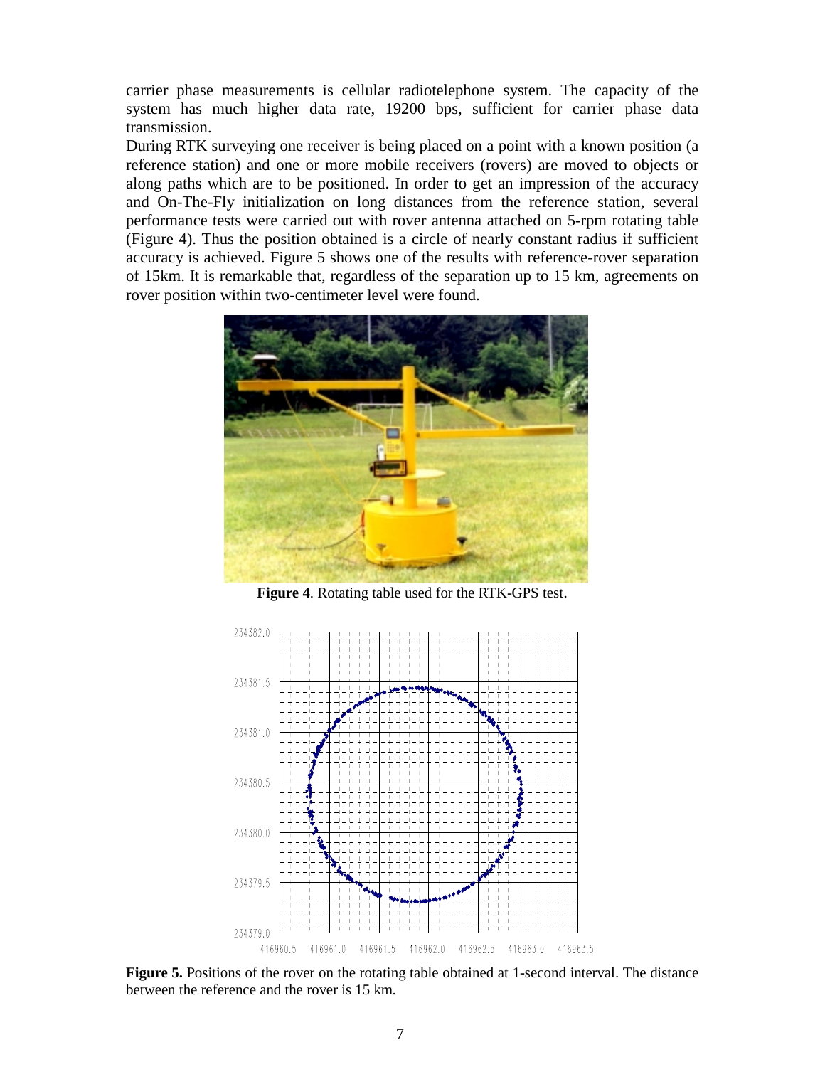carrier phase measurements is cellular radiotelephone system. The capacity of the system has much higher data rate, 19200 bps, sufficient for carrier phase data transmission.

During RTK surveying one receiver is being placed on a point with a known position (a reference station) and one or more mobile receivers (rovers) are moved to objects or along paths which are to be positioned. In order to get an impression of the accuracy and On-The-Fly initialization on long distances from the reference station, several performance tests were carried out with rover antenna attached on 5-rpm rotating table (Figure 4). Thus the position obtained is a circle of nearly constant radius if sufficient accuracy is achieved. Figure 5 shows one of the results with reference-rover separation of 15km. It is remarkable that, regardless of the separation up to 15 km, agreements on rover position within two-centimeter level were found.

**Figure 4**. Rotating table used for the RTK-GPS test.

**Figure 5.** Positions of the rover on the rotating table obtained at 1-second interval. The distance between the reference and the rover is 15 km.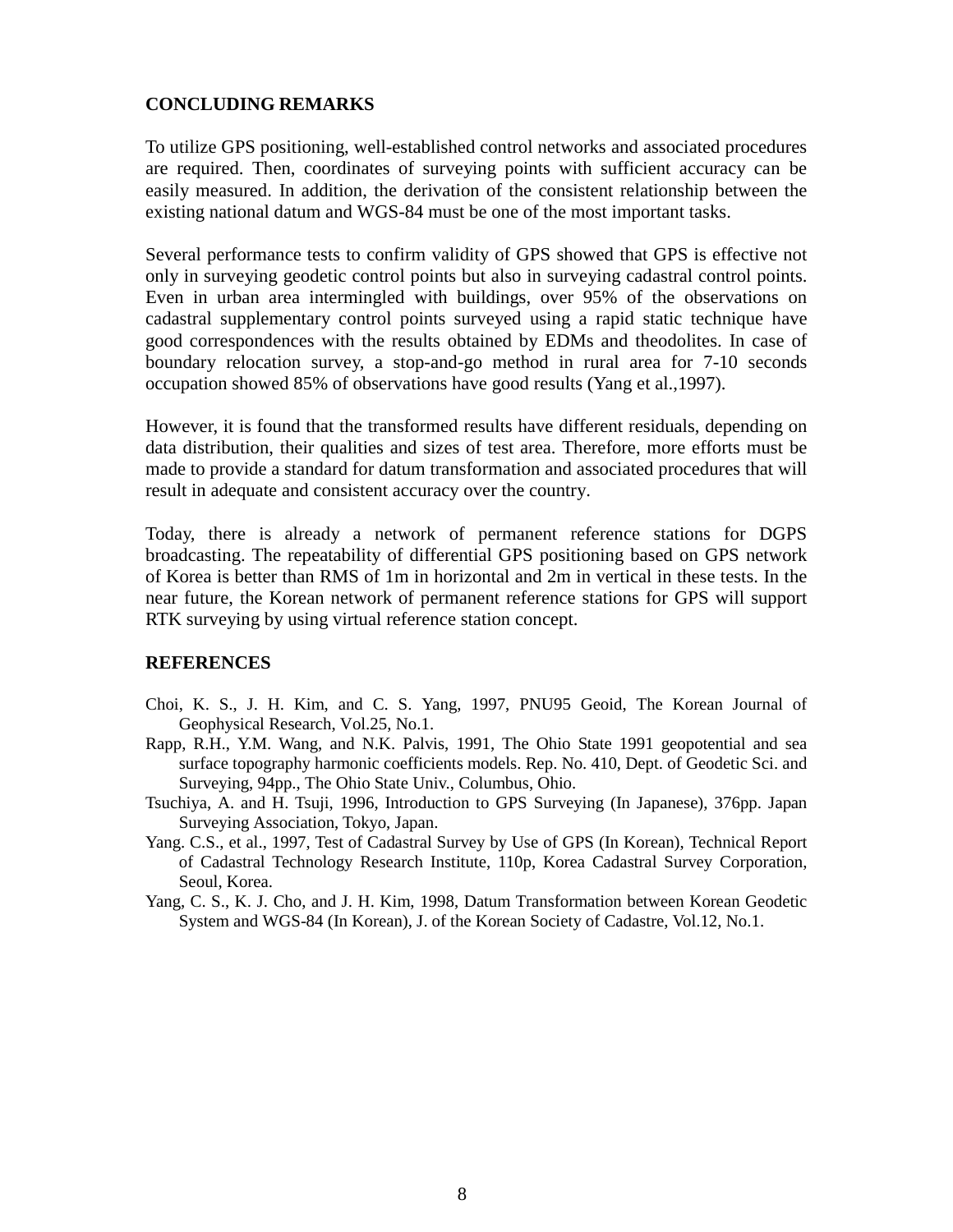## CONCLUDING REMARKS

To utilize GPS positioning, well-established control networks and associated procedures are required. Then, coordinates of surveying points with sufficient accuracy can be easily measured. In addition, the derivation of the consistent relationship between the existing national datum and WGS-84 must be one of the most important tasks.

Several performance tests to confirm validity of GPS showed that GPS is effective not only in surveying geodetic control points but also in surveying cadastral control points. Even in urban area intermingled with buildings, over 95% of the observations on cadastral supplementary control points surveyed using a rapid static technique have good correspondences with the results obtained by EDMs and theodolites. In case of boundary relocation survey, a stop-and-go method in rural area for 7-10 seconds occupation showed 85% of observations have good results (Yang et al.,1997).

However, it is found that the transformed results have different residuals, depending on data distribution, their qualities and sizes of test area. Therefore, more efforts must be made to provide a standard for datum transformation and associated procedures that will result in adequate and consistent accuracy over the country.

Today, there is already a network of permanent reference stations for DGPS broadcasting. The repeatability of differential GPS positioning based on GPS network of Korea is better than RMS of 1m in horizontal and 2m in vertical in these tests. In the near future, the Korean network of permanent reference stations for GPS will support RTK surveying by using virtual reference station concept.

## REFERENCES

Choi, K. S., J. H. Kim, and C. S. Yang, 1997, PNU95 Geoid, The Korean Journal of Geophysical Research, Vol.25, No.1.

Rapp, R.H., Y.M. Wang, and N.K. Palvis, 1991, The Ohio State 1991 geopotential and sea surface topography harmonic coefficients models. Rep. No. 410, Dept. of Geodetic Sci. and Surveying, 94pp., The Ohio State Univ., Columbus, Ohio.

Tsuchiya, A. and H. Tsuji, 1996, Introduction to GPS Surveying (In Japanese), 376pp. Japan Surveying Association, Tokyo, Japan.

Yang. C.S., et al., 1997, Test of Cadastral Survey by Use of GPS (In Korean), Technical Report of Cadastral Technology Research Institute, 110p, Korea Cadastral Survey Corporation, Seoul, Korea.

Yang, C. S., K. J. Cho, and J. H. Kim, 1998, Datum Transformation between Korean Geodetic System and WGS-84 (In Korean), J. of the Korean Society of Cadastre, Vol.12, No.1.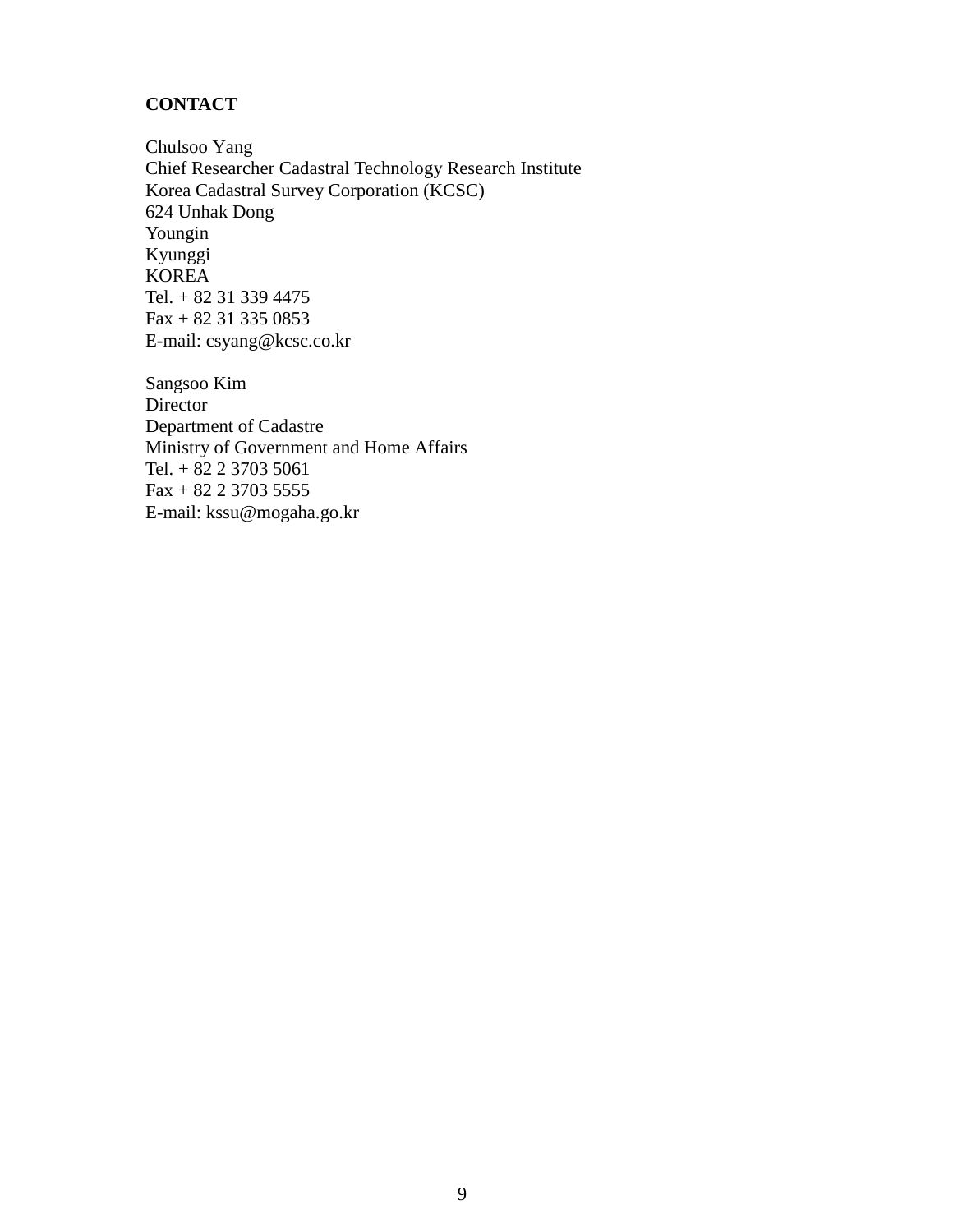**CONTACT**

Chulsoo Yang  
Chief Researcher Cadastral Technology Research Institute  
Korea Cadastral Survey Corporation (KCSC)  
624 Unhak Dong  
Youngin  
Kyunggi  
KOREA  
Tel. + 82 31 339 4475  
Fax + 82 31 335 0853  
E-mail: csyang@kcsc.co.kr

Sangsoo Kim  
Director  
Department of Cadastre  
Ministry of Government and Home Affairs  
Tel. + 82 2 3703 5061  
Fax + 82 2 3703 5555  
E-mail: kssu@mogaha.go.kr